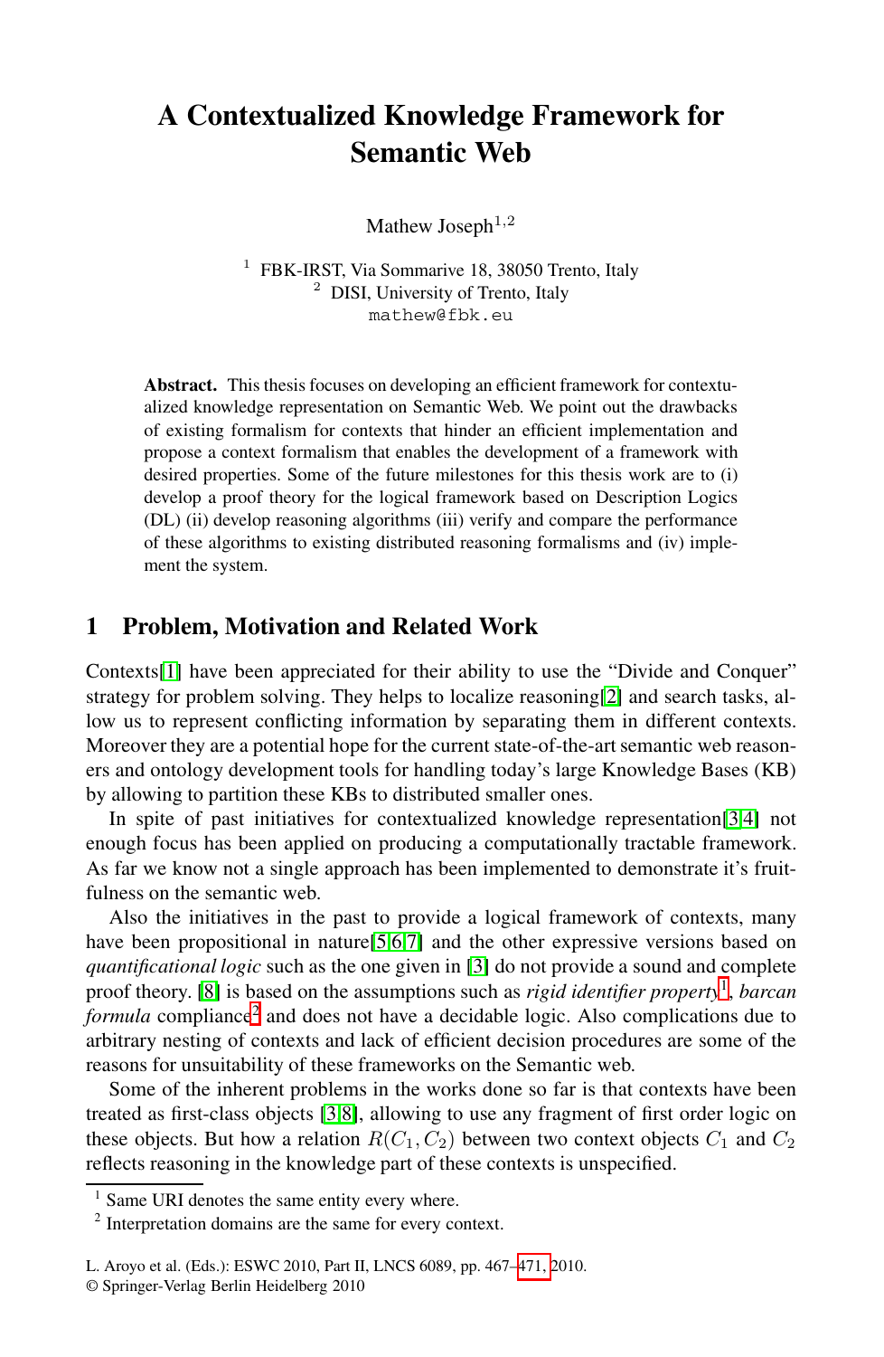# A Contextualized Knowledge Framework for Semantic Web

Mathew Joseph[1,2]

[1] FBK-IRST, Via Sommarive 18, 38050 Trento, Italy
[2] DISI, University of Trento, Italy
mathew@fbk.eu

**Abstract.** This thesis focuses on developing an efficient framework for contextualized knowledge representation on Semantic Web. We point out the drawbacks of existing formalism for contexts that hinder an efficient implementation and propose a context formalism that enables the development of a framework with desired properties. Some of the future milestones for this thesis work are to (i) develop a proof theory for the logical framework based on Description Logics (DL) (ii) develop reasoning algorithms (iii) verify and compare the performance of these algorithms to existing distributed reasoning formalisms and (iv) implement the system.

## 1 Problem, Motivation and Related Work

Contexts[1] have been appreciated for their ability to use the "Divide and Conquer" strategy for problem solving. They helps to localize reasoning[2] and search tasks, allow us to represent conflicting information by separating them in different contexts. Moreover they are a potential hope for the current state-of-the-art semantic web reasoners and ontology development tools for handling today's large Knowledge Bases (KB) by allowing to partition these KBs to distributed smaller ones.

In spite of past initiatives for contextualized knowledge representation[3,4] not enough focus has been applied on producing a computationally tractable framework. As far we know not a single approach has been implemented to demonstrate it's fruitfulness on the semantic web.

Also the initiatives in the past to provide a logical framework of contexts, many have been propositional in nature[5,6,7] and the other expressive versions based on *quantificational logic* such as the one given in [3] do not provide a sound and complete proof theory. [8] is based on the assumptions such as *rigid identifier property*[1], *barcan formula* compliance[2] and does not have a decidable logic. Also complications due to arbitrary nesting of contexts and lack of efficient decision procedures are some of the reasons for unsuitability of these frameworks on the Semantic web.

Some of the inherent problems in the works done so far is that contexts have been treated as first-class objects [3,8], allowing to use any fragment of first order logic on these objects. But how a relation $R(C_1, C_2)$ between two context objects $C_1$ and $C_2$ reflects reasoning in the knowledge part of these contexts is unspecified.

[1] Same URI denotes the same entity every where.

[2] Interpretation domains are the same for every context.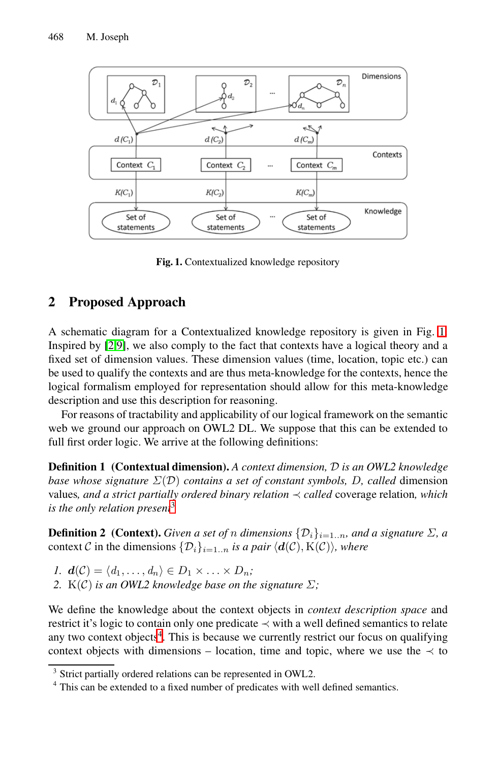**Fig. 1.** Contextualized knowledge repository

## 2 Proposed Approach

A schematic diagram for a Contextualized knowledge repository is given in Fig. 1. Inspired by [2,9], we also comply to the fact that contexts have a logical theory and a fixed set of dimension values. These dimension values (time, location, topic etc.) can be used to qualify the contexts and are thus meta-knowledge for the contexts, hence the logical formalism employed for representation should allow for this meta-knowledge description and use this description for reasoning.

For reasons of tractability and applicability of our logical framework on the semantic web we ground our approach on OWL2 DL. We suppose that this can be extended to full first order logic. We arrive at the following definitions:

**Definition 1 (Contextual dimension).** *A context dimension, $\mathcal{D}$ is an OWL2 knowledge base whose signature $\Sigma(\mathcal{D})$ contains a set of constant symbols, $D$, called* dimension values*, and a strict partially ordered binary relation $\prec$ called* coverage relation*, which is the only relation present*[3]

**Definition 2 (Context).** *Given a set of $n$ dimensions $\{\mathcal{D}_i\}_{i=1..n}$, and a signature $\Sigma$, a* context $\mathcal{C}$ in the dimensions $\{\mathcal{D}_i\}_{i=1..n}$ *is a pair $\langle \mathbf{d}(\mathcal{C}), \mathrm{K}(\mathcal{C})\rangle$, where*

1. $\mathbf{d}(\mathcal{C}) = \langle d_1, \ldots, d_n\rangle \in D_1 \times \ldots \times D_n$*;*
2. $\mathrm{K}(\mathcal{C})$ *is an OWL2 knowledge base on the signature $\Sigma$;*

We define the knowledge about the context objects in *context description space* and restrict it's logic to contain only one predicate $\prec$ with a well defined semantics to relate any two context objects[4]. This is because we currently restrict our focus on qualifying context objects with dimensions – location, time and topic, where we use the $\prec$ to

[3] Strict partially ordered relations can be represented in OWL2.

[4] This can be extended to a fixed number of predicates with well defined semantics.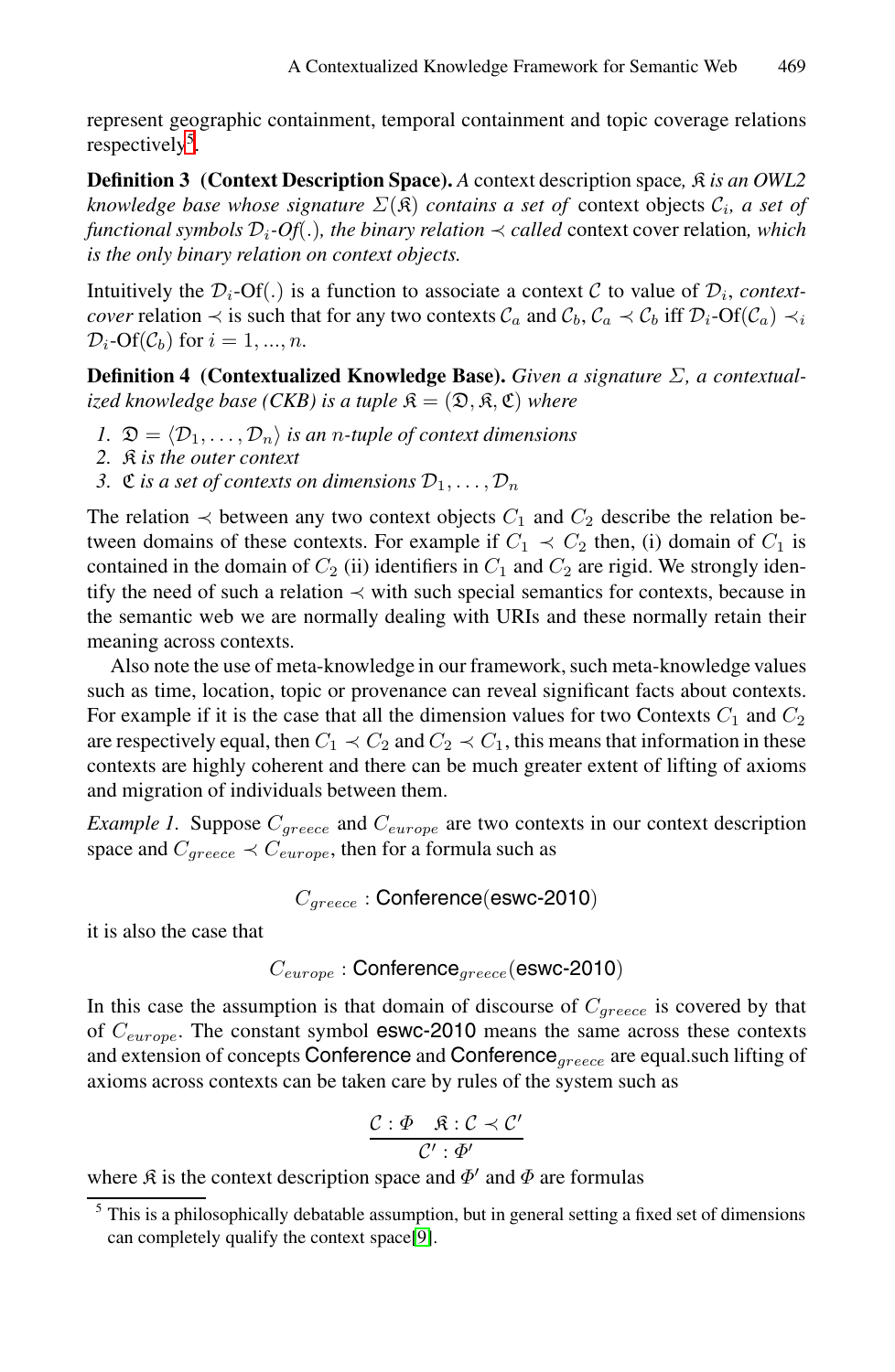represent geographic containment, temporal containment and topic coverage relations respectively[5].

**Definition 3 (Context Description Space).** *A context description space, $\mathfrak{K}$ is an OWL2 knowledge base whose signature $\Sigma(\mathfrak{K})$ contains a set of* context objects *$\mathcal{C}_i$, a set of functional symbols $\mathcal{D}_i$-Of(.), the binary relation $\prec$ called* context cover relation*, which is the only binary relation on context objects.*

Intuitively the $\mathcal{D}_i$-Of(.) is a function to associate a context $\mathcal{C}$ to value of $\mathcal{D}_i$, *context-cover* relation $\prec$ is such that for any two contexts $\mathcal{C}_a$ and $\mathcal{C}_b$, $\mathcal{C}_a \prec \mathcal{C}_b$ iff $\mathcal{D}_i\text{-Of}(\mathcal{C}_a) \prec_i \mathcal{D}_i\text{-Of}(\mathcal{C}_b)$ for $i = 1, ..., n$.

**Definition 4 (Contextualized Knowledge Base).** *Given a signature $\Sigma$, a contextualized knowledge base (CKB) is a tuple $\mathfrak{K} = (\mathfrak{D}, \mathfrak{K}, \mathfrak{C})$ where*

1. *$\mathfrak{D} = \langle \mathcal{D}_1, \ldots, \mathcal{D}_n \rangle$ is an $n$-tuple of context dimensions*
2. *$\mathfrak{K}$ is the outer context*
3. *$\mathfrak{C}$ is a set of contexts on dimensions $\mathcal{D}_1, \ldots, \mathcal{D}_n$*

The relation $\prec$ between any two context objects $C_1$ and $C_2$ describe the relation between domains of these contexts. For example if $C_1 \prec C_2$ then, (i) domain of $C_1$ is contained in the domain of $C_2$ (ii) identifiers in $C_1$ and $C_2$ are rigid. We strongly identify the need of such a relation $\prec$ with such special semantics for contexts, because in the semantic web we are normally dealing with URIs and these normally retain their meaning across contexts.

Also note the use of meta-knowledge in our framework, such meta-knowledge values such as time, location, topic or provenance can reveal significant facts about contexts. For example if it is the case that all the dimension values for two Contexts $C_1$ and $C_2$ are respectively equal, then $C_1 \prec C_2$ and $C_2 \prec C_1$, this means that information in these contexts are highly coherent and there can be much greater extent of lifting of axioms and migration of individuals between them.

*Example 1.* Suppose $C_{greece}$ and $C_{europe}$ are two contexts in our context description space and $C_{greece} \prec C_{europe}$, then for a formula such as

$$C_{greece} : \mathsf{Conference}(\mathsf{eswc\text{-}2010})$$

it is also the case that

$$C_{europe} : \mathsf{Conference}_{greece}(\mathsf{eswc\text{-}2010})$$

In this case the assumption is that domain of discourse of $C_{greece}$ is covered by that of $C_{europe}$. The constant symbol eswc-2010 means the same across these contexts and extension of concepts Conference and $\mathsf{Conference}_{greece}$ are equal.such lifting of axioms across contexts can be taken care by rules of the system such as

$$\frac{\mathcal{C} : \Phi \quad \mathfrak{K} : \mathcal{C} \prec \mathcal{C}'}{\mathcal{C}' : \Phi'}$$

where $\mathfrak{K}$ is the context description space and $\Phi'$ and $\Phi$ are formulas

[5] This is a philosophically debatable assumption, but in general setting a fixed set of dimensions can completely qualify the context space[9].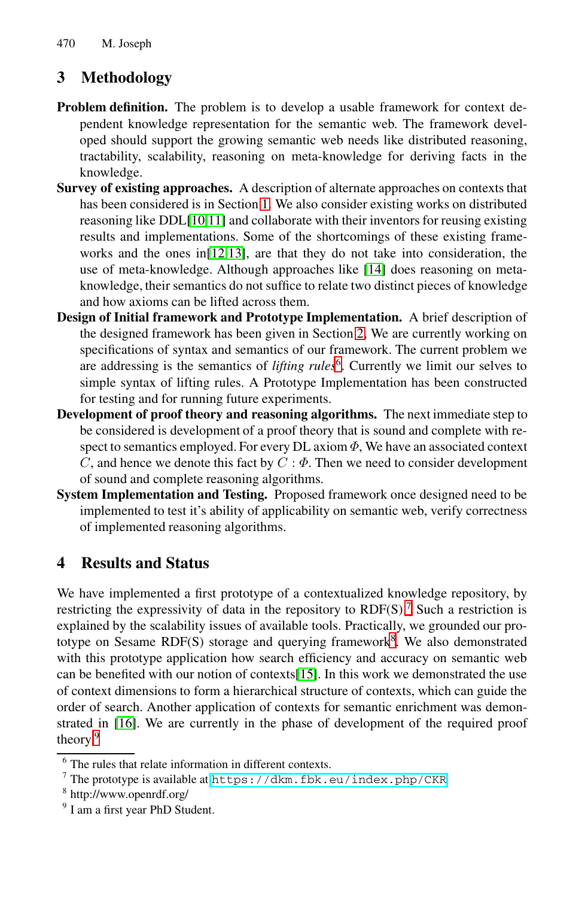## 3 Methodology

**Problem definition.** The problem is to develop a usable framework for context dependent knowledge representation for the semantic web. The framework developed should support the growing semantic web needs like distributed reasoning, tractability, scalability, reasoning on meta-knowledge for deriving facts in the knowledge.

**Survey of existing approaches.** A description of alternate approaches on contexts that has been considered is in Section 1. We also consider existing works on distributed reasoning like DDL[10,11] and collaborate with their inventors for reusing existing results and implementations. Some of the shortcomings of these existing frameworks and the ones in[12,13], are that they do not take into consideration, the use of meta-knowledge. Although approaches like [14] does reasoning on meta-knowledge, their semantics do not suffice to relate two distinct pieces of knowledge and how axioms can be lifted across them.

**Design of Initial framework and Prototype Implementation.** A brief description of the designed framework has been given in Section 2. We are currently working on specifications of syntax and semantics of our framework. The current problem we are addressing is the semantics of *lifting rules*[6]. Currently we limit our selves to simple syntax of lifting rules. A Prototype Implementation has been constructed for testing and for running future experiments.

**Development of proof theory and reasoning algorithms.** The next immediate step to be considered is development of a proof theory that is sound and complete with respect to semantics employed. For every DL axiom $\Phi$, We have an associated context $C$, and hence we denote this fact by $C : \Phi$. Then we need to consider development of sound and complete reasoning algorithms.

**System Implementation and Testing.** Proposed framework once designed need to be implemented to test it's ability of applicability on semantic web, verify correctness of implemented reasoning algorithms.

## 4 Results and Status

We have implemented a first prototype of a contextualized knowledge repository, by restricting the expressivity of data in the repository to RDF(S).[7] Such a restriction is explained by the scalability issues of available tools. Practically, we grounded our prototype on Sesame RDF(S) storage and querying framework[8]. We also demonstrated with this prototype application how search efficiency and accuracy on semantic web can be benefited with our notion of contexts[15]. In this work we demonstrated the use of context dimensions to form a hierarchical structure of contexts, which can guide the order of search. Another application of contexts for semantic enrichment was demonstrated in [16]. We are currently in the phase of development of the required proof theory.[9]

---

[6] The rules that relate information in different contexts.

[7] The prototype is available at https://dkm.fbk.eu/index.php/CKR

[8] http://www.openrdf.org/

[9] I am a first year PhD Student.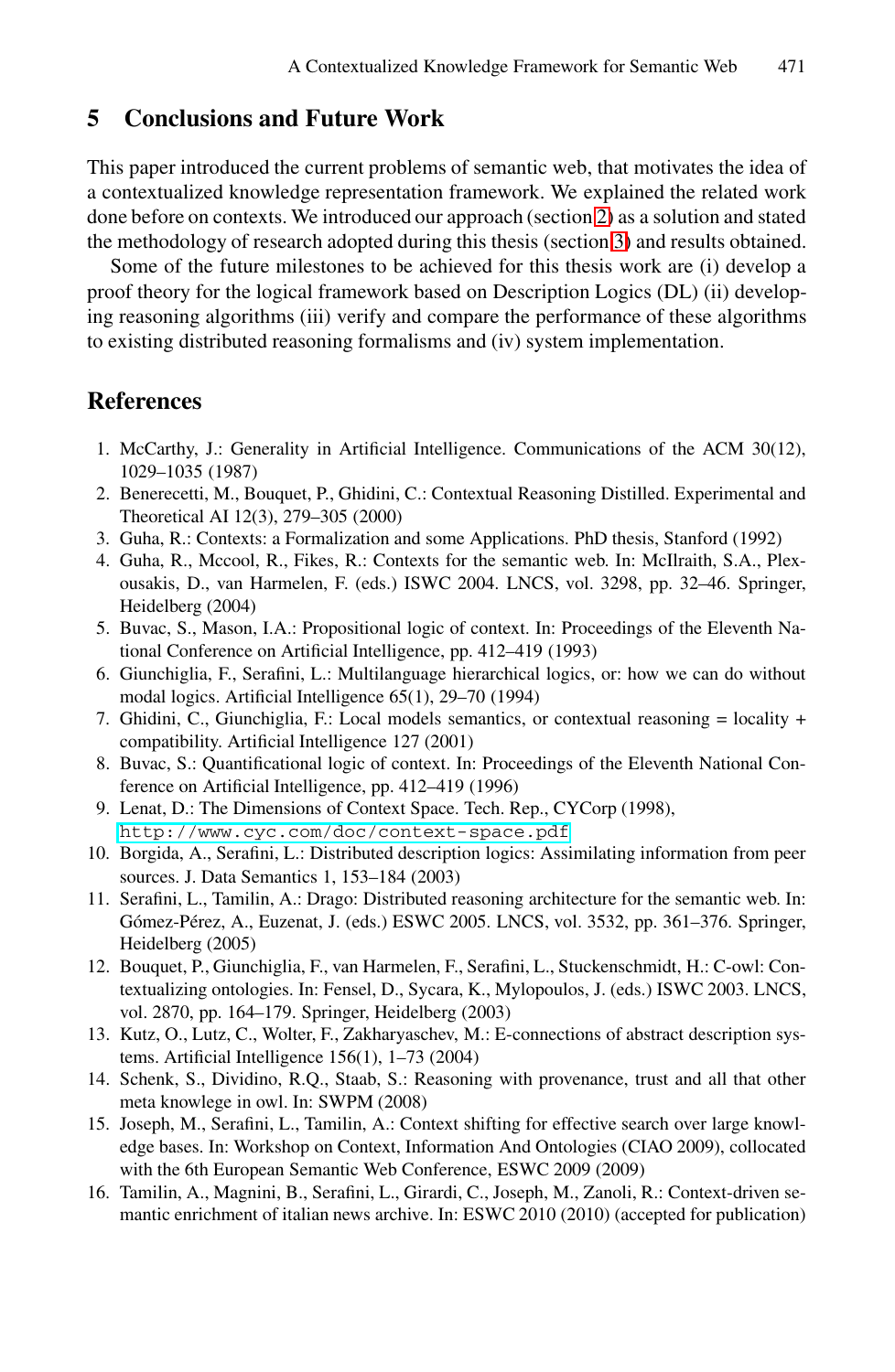## 5 Conclusions and Future Work

This paper introduced the current problems of semantic web, that motivates the idea of a contextualized knowledge representation framework. We explained the related work done before on contexts. We introduced our approach (section 2) as a solution and stated the methodology of research adopted during this thesis (section 3) and results obtained.

Some of the future milestones to be achieved for this thesis work are (i) develop a proof theory for the logical framework based on Description Logics (DL) (ii) developing reasoning algorithms (iii) verify and compare the performance of these algorithms to existing distributed reasoning formalisms and (iv) system implementation.

## References

1. McCarthy, J.: Generality in Artificial Intelligence. Communications of the ACM 30(12), 1029–1035 (1987)
2. Benerecetti, M., Bouquet, P., Ghidini, C.: Contextual Reasoning Distilled. Experimental and Theoretical AI 12(3), 279–305 (2000)
3. Guha, R.: Contexts: a Formalization and some Applications. PhD thesis, Stanford (1992)
4. Guha, R., Mccool, R., Fikes, R.: Contexts for the semantic web. In: McIlraith, S.A., Plexousakis, D., van Harmelen, F. (eds.) ISWC 2004. LNCS, vol. 3298, pp. 32–46. Springer, Heidelberg (2004)
5. Buvac, S., Mason, I.A.: Propositional logic of context. In: Proceedings of the Eleventh National Conference on Artificial Intelligence, pp. 412–419 (1993)
6. Giunchiglia, F., Serafini, L.: Multilanguage hierarchical logics, or: how we can do without modal logics. Artificial Intelligence 65(1), 29–70 (1994)
7. Ghidini, C., Giunchiglia, F.: Local models semantics, or contextual reasoning = locality + compatibility. Artificial Intelligence 127 (2001)
8. Buvac, S.: Quantificational logic of context. In: Proceedings of the Eleventh National Conference on Artificial Intelligence, pp. 412–419 (1996)
9. Lenat, D.: The Dimensions of Context Space. Tech. Rep., CYCorp (1998), http://www.cyc.com/doc/context-space.pdf
10. Borgida, A., Serafini, L.: Distributed description logics: Assimilating information from peer sources. J. Data Semantics 1, 153–184 (2003)
11. Serafini, L., Tamilin, A.: Drago: Distributed reasoning architecture for the semantic web. In: Gómez-Pérez, A., Euzenat, J. (eds.) ESWC 2005. LNCS, vol. 3532, pp. 361–376. Springer, Heidelberg (2005)
12. Bouquet, P., Giunchiglia, F., van Harmelen, F., Serafini, L., Stuckenschmidt, H.: C-owl: Contextualizing ontologies. In: Fensel, D., Sycara, K., Mylopoulos, J. (eds.) ISWC 2003. LNCS, vol. 2870, pp. 164–179. Springer, Heidelberg (2003)
13. Kutz, O., Lutz, C., Wolter, F., Zakharyaschev, M.: E-connections of abstract description systems. Artificial Intelligence 156(1), 1–73 (2004)
14. Schenk, S., Dividino, R.Q., Staab, S.: Reasoning with provenance, trust and all that other meta knowlege in owl. In: SWPM (2008)
15. Joseph, M., Serafini, L., Tamilin, A.: Context shifting for effective search over large knowledge bases. In: Workshop on Context, Information And Ontologies (CIAO 2009), collocated with the 6th European Semantic Web Conference, ESWC 2009 (2009)
16. Tamilin, A., Magnini, B., Serafini, L., Girardi, C., Joseph, M., Zanoli, R.: Context-driven semantic enrichment of italian news archive. In: ESWC 2010 (2010) (accepted for publication)